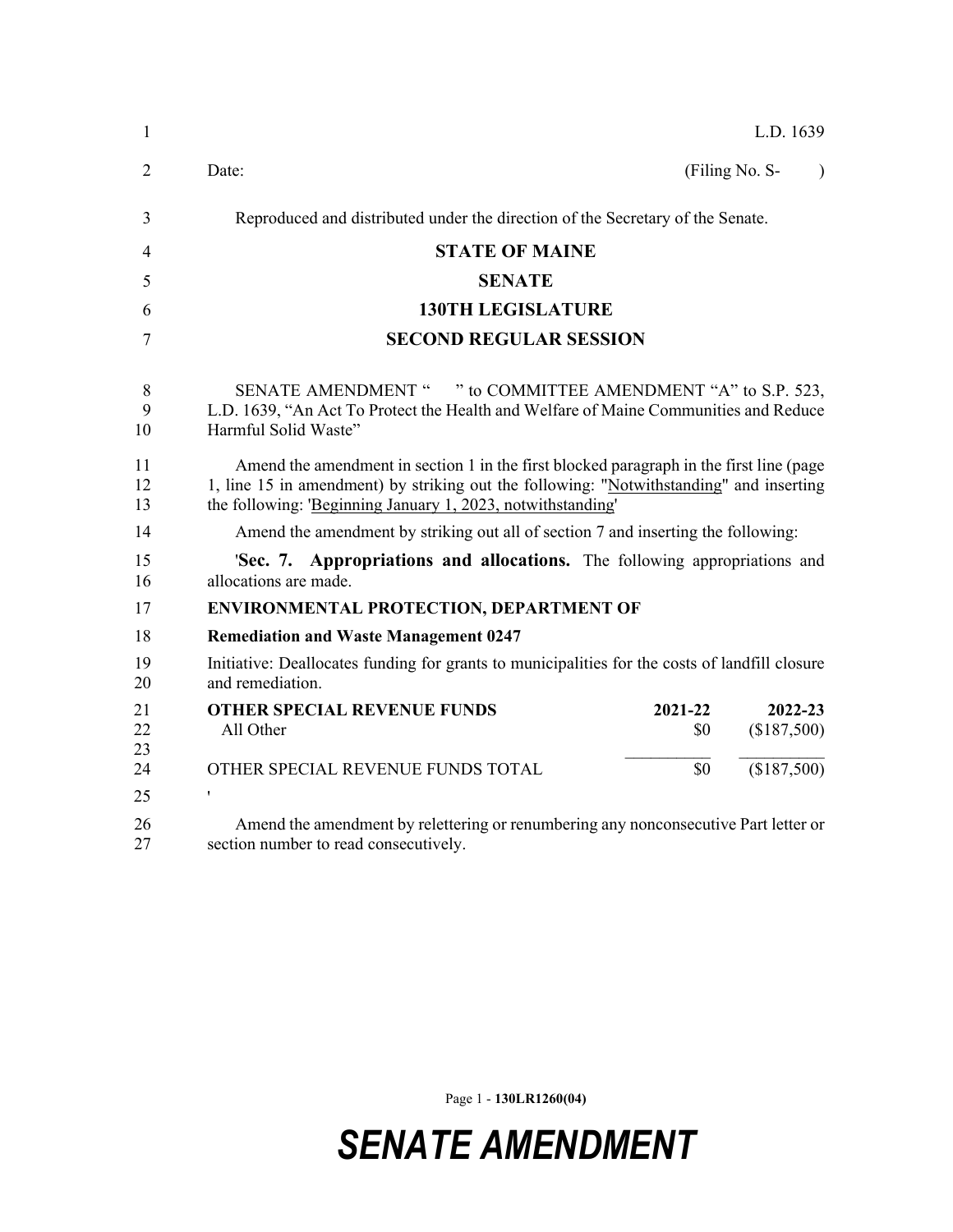L.D. 1639

Date: (Filing No. S- )

Reproduced and distributed under the direction of the Secretary of the Senate.

# STATE OF MAINE

## SENATE

## 130TH LEGISLATURE

## SECOND REGULAR SESSION

SENATE AMENDMENT " " to COMMITTEE AMENDMENT "A" to S.P. 523, L.D. 1639, "An Act To Protect the Health and Welfare of Maine Communities and Reduce Harmful Solid Waste"

Amend the amendment in section 1 in the first blocked paragraph in the first line (page 1, line 15 in amendment) by striking out the following: "Notwithstanding" and inserting the following: 'Beginning January 1, 2023, notwithstanding'

Amend the amendment by striking out all of section 7 and inserting the following:

'**Sec. 7. Appropriations and allocations.** The following appropriations and allocations are made.

**ENVIRONMENTAL PROTECTION, DEPARTMENT OF**

**Remediation and Waste Management 0247**

Initiative: Deallocates funding for grants to municipalities for the costs of landfill closure and remediation.

| OTHER SPECIAL REVENUE FUNDS | 2021-22 | 2022-23 |
|---|---|---|
| All Other | $0 | ($187,500) |
| OTHER SPECIAL REVENUE FUNDS TOTAL | $0 | ($187,500) |

'

Amend the amendment by relettering or renumbering any nonconsecutive Part letter or section number to read consecutively.

SENATE AMENDMENT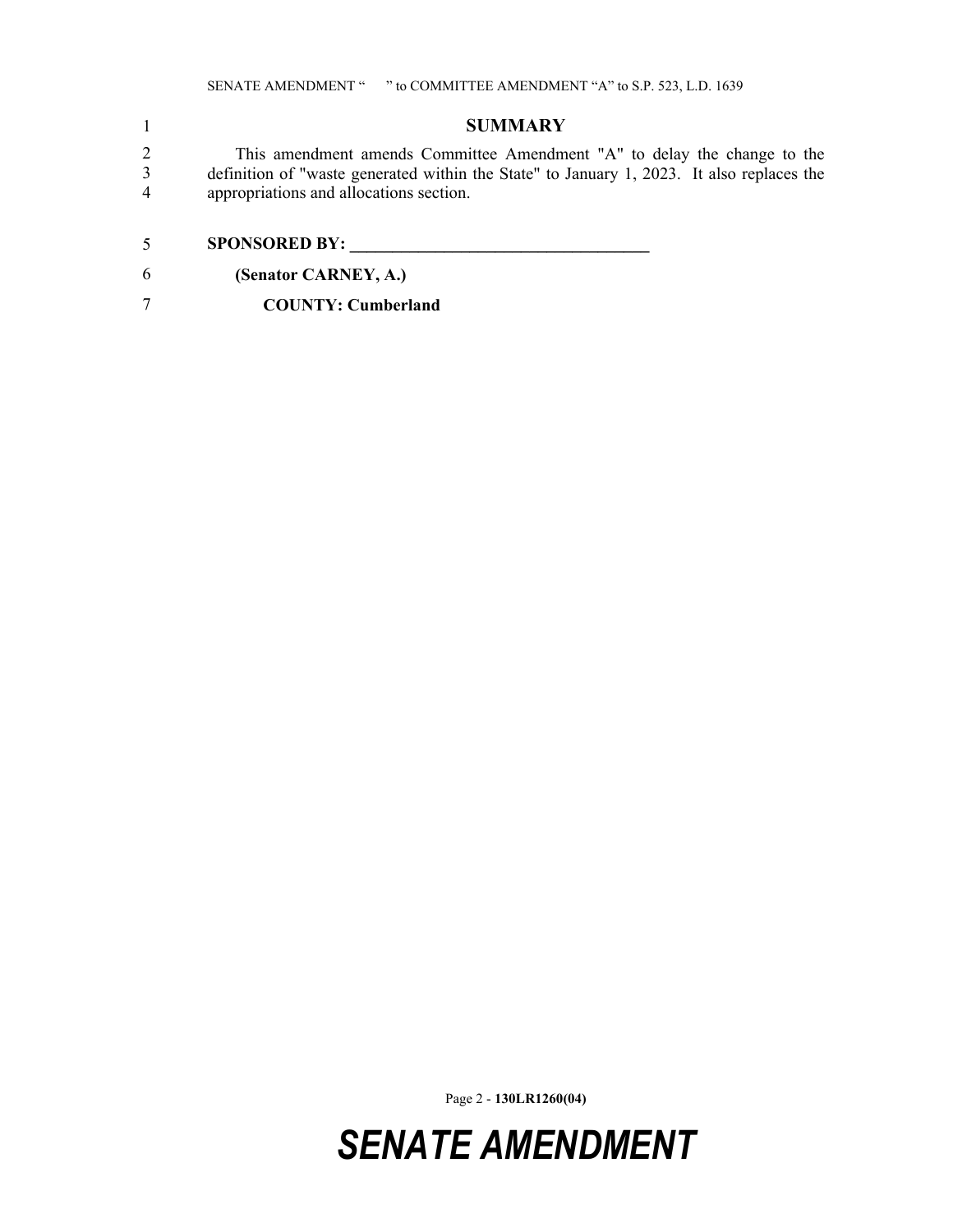## SUMMARY

This amendment amends Committee Amendment "A" to delay the change to the definition of "waste generated within the State" to January 1, 2023. It also replaces the appropriations and allocations section.

**SPONSORED BY: ___________________________________**

**(Senator CARNEY, A.)**

**COUNTY: Cumberland**